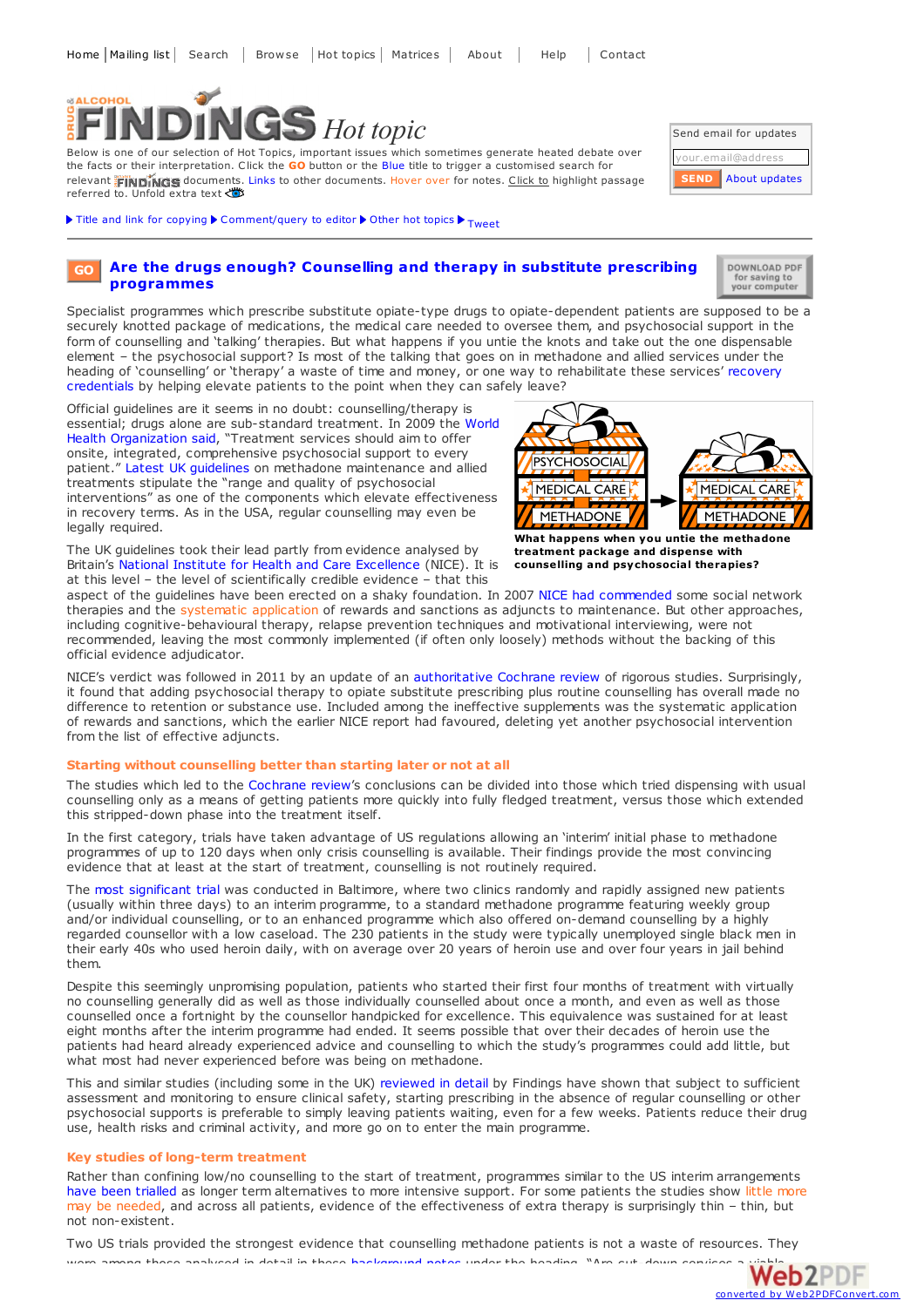Home | Mailing list | Search | Browse | Hot topics | Matrices | About | Help | Contact

# DRUG & ALCOHOL FINDINGS Hot topic

Below is one of our selection of Hot Topics, important issues which sometimes generate heated debate over the facts or their interpretation. Click the GO button or the Blue title to trigger a customised search for relevant FINDINGS documents. Links to other documents. Hover over for notes. Click to highlight passage referred to. Unfold extra text

Send email for updates

your.email@address

SEND About updates

▶ Title and link for copying ▶ Comment/query to editor ▶ Other hot topics ▶ Tweet

## GO Are the drugs enough? Counselling and therapy in substitute prescribing programmes

DOWNLOAD PDF for saving to your computer

Specialist programmes which prescribe substitute opiate-type drugs to opiate-dependent patients are supposed to be a securely knotted package of medications, the medical care needed to oversee them, and psychosocial support in the form of counselling and 'talking' therapies. But what happens if you untie the knots and take out the one dispensable element – the psychosocial support? Is most of the talking that goes on in methadone and allied services under the heading of 'counselling' or 'therapy' a waste of time and money, or one way to rehabilitate these services' recovery credentials by helping elevate patients to the point when they can safely leave?

Official guidelines are it seems in no doubt: counselling/therapy is essential; drugs alone are sub-standard treatment. In 2009 the World Health Organization said, "Treatment services should aim to offer onsite, integrated, comprehensive psychosocial support to every patient." Latest UK guidelines on methadone maintenance and allied treatments stipulate the "range and quality of psychosocial interventions" as one of the components which elevate effectiveness in recovery terms. As in the USA, regular counselling may even be legally required.

PSYCHOSOCIAL / MEDICAL CARE / METHADONE → MEDICAL CARE / METHADONE

What happens when you untie the methadone treatment package and dispense with counselling and psychosocial therapies?

The UK guidelines took their lead partly from evidence analysed by Britain's National Institute for Health and Care Excellence (NICE). It is at this level – the level of scientifically credible evidence – that this aspect of the guidelines have been erected on a shaky foundation. In 2007 NICE had commended some social network therapies and the systematic application of rewards and sanctions as adjuncts to maintenance. But other approaches, including cognitive-behavioural therapy, relapse prevention techniques and motivational interviewing, were not recommended, leaving the most commonly implemented (if often only loosely) methods without the backing of this official evidence adjudicator.

NICE's verdict was followed in 2011 by an update of an authoritative Cochrane review of rigorous studies. Surprisingly, it found that adding psychosocial therapy to opiate substitute prescribing plus routine counselling has overall made no difference to retention or substance use. Included among the ineffective supplements was the systematic application of rewards and sanctions, which the earlier NICE report had favoured, deleting yet another psychosocial intervention from the list of effective adjuncts.

### Starting without counselling better than starting later or not at all

The studies which led to the Cochrane review's conclusions can be divided into those which tried dispensing with usual counselling only as a means of getting patients more quickly into fully fledged treatment, versus those which extended this stripped-down phase into the treatment itself.

In the first category, trials have taken advantage of US regulations allowing an 'interim' initial phase to methadone programmes of up to 120 days when only crisis counselling is available. Their findings provide the most convincing evidence that at least at the start of treatment, counselling is not routinely required.

The most significant trial was conducted in Baltimore, where two clinics randomly and rapidly assigned new patients (usually within three days) to an interim programme, to a standard methadone programme featuring weekly group and/or individual counselling, or to an enhanced programme which also offered on-demand counselling by a highly regarded counsellor with a low caseload. The 230 patients in the study were typically unemployed single black men in their early 40s who used heroin daily, with on average over 20 years of heroin use and over four years in jail behind them.

Despite this seemingly unpromising population, patients who started their first four months of treatment with virtually no counselling generally did as well as those individually counselled about once a month, and even as well as those counselled once a fortnight by the counsellor handpicked for excellence. This equivalence was sustained for at least eight months after the interim programme had ended. It seems possible that over their decades of heroin use the patients had heard already experienced advice and counselling to which the study's programmes could add little, but what most had never experienced before was being on methadone.

This and similar studies (including some in the UK) reviewed in detail by Findings have shown that subject to sufficient assessment and monitoring to ensure clinical safety, starting prescribing in the absence of regular counselling or other psychosocial supports is preferable to simply leaving patients waiting, even for a few weeks. Patients reduce their drug use, health risks and criminal activity, and more go on to enter the main programme.

### Key studies of long-term treatment

Rather than confining low/no counselling to the start of treatment, programmes similar to the US interim arrangements have been trialled as longer term alternatives to more intensive support. For some patients the studies show little more may be needed, and across all patients, evidence of the effectiveness of extra therapy is surprisingly thin – thin, but not non-existent.

Two US trials provided the strongest evidence that counselling methadone patients is not a waste of resources. They were among those analysed in detail in these background notes under the heading "Are cut-down services a viable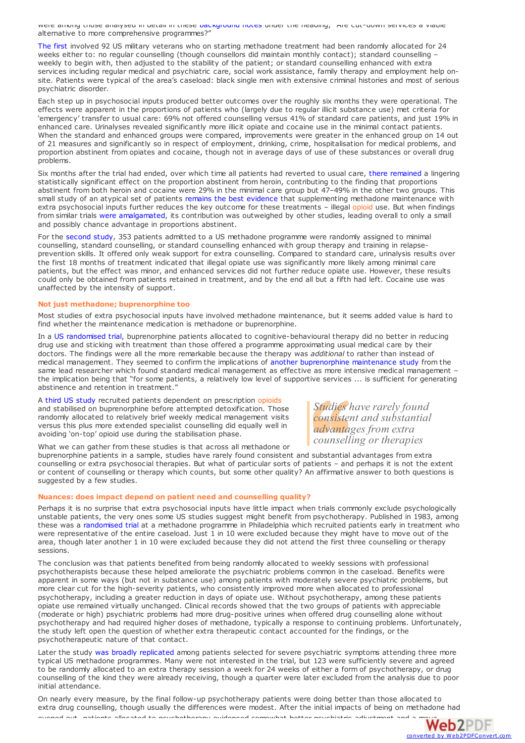were among those analysed in detail in these background notes under the heading, "Are cut-down services a viable alternative to more comprehensive programmes?"

The first involved 92 US military veterans who on starting methadone treatment had been randomly allocated for 24 weeks either to: no regular counselling (though counsellors did maintain monthly contact); standard counselling – weekly to begin with, then adjusted to the stability of the patient; or standard counselling enhanced with extra services including regular medical and psychiatric care, social work assistance, family therapy and employment help on-site. Patients were typical of the area's caseload: black single men with extensive criminal histories and most of serious psychiatric disorder.

Each step up in psychosocial inputs produced better outcomes over the roughly six months they were operational. The effects were apparent in the proportions of patients who (largely due to regular illicit substance use) met criteria for 'emergency' transfer to usual care: 69% not offered counselling versus 41% of standard care patients, and just 19% in enhanced care. Urinalyses revealed significantly more illicit opiate and cocaine use in the minimal contact patients. When the standard and enhanced groups were compared, improvements were greater in the enhanced group on 14 out of 21 measures and significantly so in respect of employment, drinking, crime, hospitalisation for medical problems, and proportion abstinent from opiates and cocaine, though not in average days of use of these substances or overall drug problems.

Six months after the trial had ended, over which time all patients had reverted to usual care, there remained a lingering statistically significant effect on the proportion abstinent from heroin, contributing to the finding that proportions abstinent from both heroin and cocaine were 29% in the minimal care group but 47–49% in the other two groups. This small study of an atypical set of patients remains the best evidence that supplementing methadone maintenance with extra psychosocial inputs further reduces the key outcome for these treatments – illegal opioid use. But when findings from similar trials were amalgamated, its contribution was outweighed by other studies, leading overall to only a small and possibly chance advantage in proportions abstinent.

For the second study, 353 patients admitted to a US methadone programme were randomly assigned to minimal counselling, standard counselling, or standard counselling enhanced with group therapy and training in relapse-prevention skills. It offered only weak support for extra counselling. Compared to standard care, urinalysis results over the first 18 months of treatment indicated that illegal opiate use was significantly more likely among minimal care patients, but the effect was minor, and enhanced services did not further reduce opiate use. However, these results could only be obtained from patients retained in treatment, and by the end all but a fifth had left. Cocaine use was unaffected by the intensity of support.

### Not just methadone; buprenorphine too

Most studies of extra psychosocial inputs have involved methadone maintenance, but it seems added value is hard to find whether the maintenance medication is methadone or buprenorphine.

In a US randomised trial, buprenorphine patients allocated to cognitive-behavioural therapy did no better in reducing drug use and sticking with treatment than those offered a programme approximating usual medical care by their doctors. The findings were all the more remarkable because the therapy was *additional* to rather than instead of medical management. They seemed to confirm the implications of another buprenorphine maintenance study from the same lead researcher which found standard medical management as effective as more intensive medical management – the implication being that "for some patients, a relatively low level of supportive services ... is sufficient for generating abstinence and retention in treatment."

A third US study recruited patients dependent on prescription opioids and stabilised on buprenorphine before attempted detoxification. Those randomly allocated to relatively brief weekly medical management visits versus this plus more extended specialist counselling did equally well in avoiding 'on-top' opioid use during the stabilisation phase.

> *Studies have rarely found consistent and substantial advantages from extra counselling or therapies*

What we can gather from these studies is that across all methadone or buprenorphine patients in a sample, studies have rarely found consistent and substantial advantages from extra counselling or extra psychosocial therapies. But what of particular sorts of patients – and perhaps it is not the extent or content of counselling or therapy which counts, but some other quality? An affirmative answer to both questions is suggested by a few studies.

### Nuances: does impact depend on patient need and counselling quality?

Perhaps it is no surprise that extra psychosocial inputs have little impact when trials commonly exclude psychologically unstable patients, the very ones some US studies suggest might benefit from psychotherapy. Published in 1983, among these was a randomised trial at a methadone programme in Philadelphia which recruited patients early in treatment who were representative of the entire caseload. Just 1 in 10 were excluded because they might have to move out of the area, though later another 1 in 10 were excluded because they did not attend the first three counselling or therapy sessions.

The conclusion was that patients benefited from being randomly allocated to weekly sessions with professional psychotherapists because these helped ameliorate the psychiatric problems common in the caseload. Benefits were apparent in some ways (but not in substance use) among patients with moderately severe psychiatric problems, but more clear cut for the high-severity patients, who consistently improved more when allocated to professional psychotherapy, including a greater reduction in days of opiate use. Without psychotherapy, among these patients opiate use remained virtually unchanged. Clinical records showed that the two groups of patients with appreciable (moderate or high) psychiatric problems had more drug-positive urines when offered drug counselling alone without psychotherapy and had required higher doses of methadone, typically a response to continuing problems. Unfortunately, the study left open the question of whether extra therapeutic contact accounted for the findings, or the psychotherapeutic nature of that contact.

Later the study was broadly replicated among patients selected for severe psychiatric symptoms attending three more typical US methadone programmes. Many were not interested in the trial, but 123 were sufficiently severe and agreed to be randomly allocated to an extra therapy session a week for 24 weeks of either a form of psychotherapy, or drug counselling of the kind they were already receiving, though a quarter were later excluded from the analysis due to poor initial attendance.

On nearly every measure, by the final follow-up psychotherapy patients were doing better than those allocated to extra drug counselling, though usually the differences were modest. After the initial impacts of being on methadone had evened out, patients allocated to psychotherapy evidenced somewhat better psychiatric adjustment and a move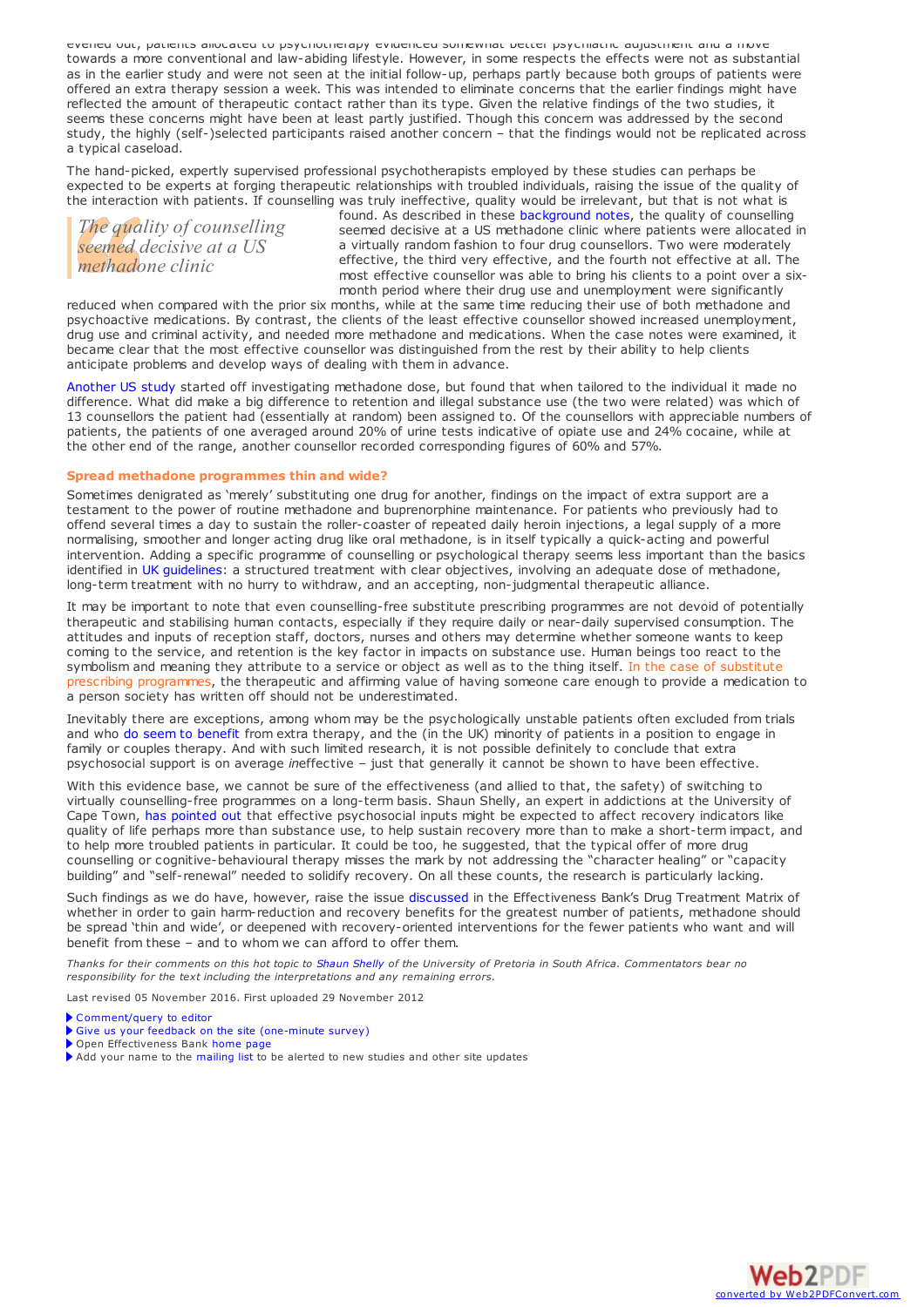evened out, patients allocated to psychotherapy evidenced somewhat better psychiatric adjustment and a move towards a more conventional and law-abiding lifestyle. However, in some respects the effects were not as substantial as in the earlier study and were not seen at the initial follow-up, perhaps partly because both groups of patients were offered an extra therapy session a week. This was intended to eliminate concerns that the earlier findings might have reflected the amount of therapeutic contact rather than its type. Given the relative findings of the two studies, it seems these concerns might have been at least partly justified. Though this concern was addressed by the second study, the highly (self-)selected participants raised another concern – that the findings would not be replicated across a typical caseload.

The hand-picked, expertly supervised professional psychotherapists employed by these studies can perhaps be expected to be experts at forging therapeutic relationships with troubled individuals, raising the issue of the quality of the interaction with patients. If counselling was truly ineffective, quality would be irrelevant, but that is not what is found. As described in these background notes, the quality of counselling seemed decisive at a US methadone clinic where patients were allocated in a virtually random fashion to four drug counsellors. Two were moderately effective, the third very effective, and the fourth not effective at all. The most effective counsellor was able to bring his clients to a point over a six-month period where their drug use and unemployment were significantly reduced when compared with the prior six months, while at the same time reducing their use of both methadone and psychoactive medications. By contrast, the clients of the least effective counsellor showed increased unemployment, drug use and criminal activity, and needed more methadone and medications. When the case notes were examined, it became clear that the most effective counsellor was distinguished from the rest by their ability to help clients anticipate problems and develop ways of dealing with them in advance.

> *The quality of counselling seemed decisive at a US methadone clinic*

Another US study started off investigating methadone dose, but found that when tailored to the individual it made no difference. What did make a big difference to retention and illegal substance use (the two were related) was which of 13 counsellors the patient had (essentially at random) been assigned to. Of the counsellors with appreciable numbers of patients, the patients of one averaged around 20% of urine tests indicative of opiate use and 24% cocaine, while at the other end of the range, another counsellor recorded corresponding figures of 60% and 57%.

### Spread methadone programmes thin and wide?

Sometimes denigrated as 'merely' substituting one drug for another, findings on the impact of extra support are a testament to the power of routine methadone and buprenorphine maintenance. For patients who previously had to offend several times a day to sustain the roller-coaster of repeated daily heroin injections, a legal supply of a more normalising, smoother and longer acting drug like oral methadone, is in itself typically a quick-acting and powerful intervention. Adding a specific programme of counselling or psychological therapy seems less important than the basics identified in UK guidelines: a structured treatment with clear objectives, involving an adequate dose of methadone, long-term treatment with no hurry to withdraw, and an accepting, non-judgmental therapeutic alliance.

It may be important to note that even counselling-free substitute prescribing programmes are not devoid of potentially therapeutic and stabilising human contacts, especially if they require daily or near-daily supervised consumption. The attitudes and inputs of reception staff, doctors, nurses and others may determine whether someone wants to keep coming to the service, and retention is the key factor in impacts on substance use. Human beings too react to the symbolism and meaning they attribute to a service or object as well as to the thing itself. In the case of substitute prescribing programmes, the therapeutic and affirming value of having someone care enough to provide a medication to a person society has written off should not be underestimated.

Inevitably there are exceptions, among whom may be the psychologically unstable patients often excluded from trials and who do seem to benefit from extra therapy, and the (in the UK) minority of patients in a position to engage in family or couples therapy. And with such limited research, it is not possible definitely to conclude that extra psychosocial support is on average *in*effective – just that generally it cannot be shown to have been effective.

With this evidence base, we cannot be sure of the effectiveness (and allied to that, the safety) of switching to virtually counselling-free programmes on a long-term basis. Shaun Shelly, an expert in addictions at the University of Cape Town, has pointed out that effective psychosocial inputs might be expected to affect recovery indicators like quality of life perhaps more than substance use, to help sustain recovery more than to make a short-term impact, and to help more troubled patients in particular. It could be too, he suggested, that the typical offer of more drug counselling or cognitive-behavioural therapy misses the mark by not addressing the "character healing" or "capacity building" and "self-renewal" needed to solidify recovery. On all these counts, the research is particularly lacking.

Such findings as we do have, however, raise the issue discussed in the Effectiveness Bank's Drug Treatment Matrix of whether in order to gain harm-reduction and recovery benefits for the greatest number of patients, methadone should be spread 'thin and wide', or deepened with recovery-oriented interventions for the fewer patients who want and will benefit from these – and to whom we can afford to offer them.

*Thanks for their comments on this hot topic to Shaun Shelly of the University of Pretoria in South Africa. Commentators bear no responsibility for the text including the interpretations and any remaining errors.*

Last revised 05 November 2016. First uploaded 29 November 2012

- Comment/query to editor
- Give us your feedback on the site (one-minute survey)
- Open Effectiveness Bank home page
- Add your name to the mailing list to be alerted to new studies and other site updates